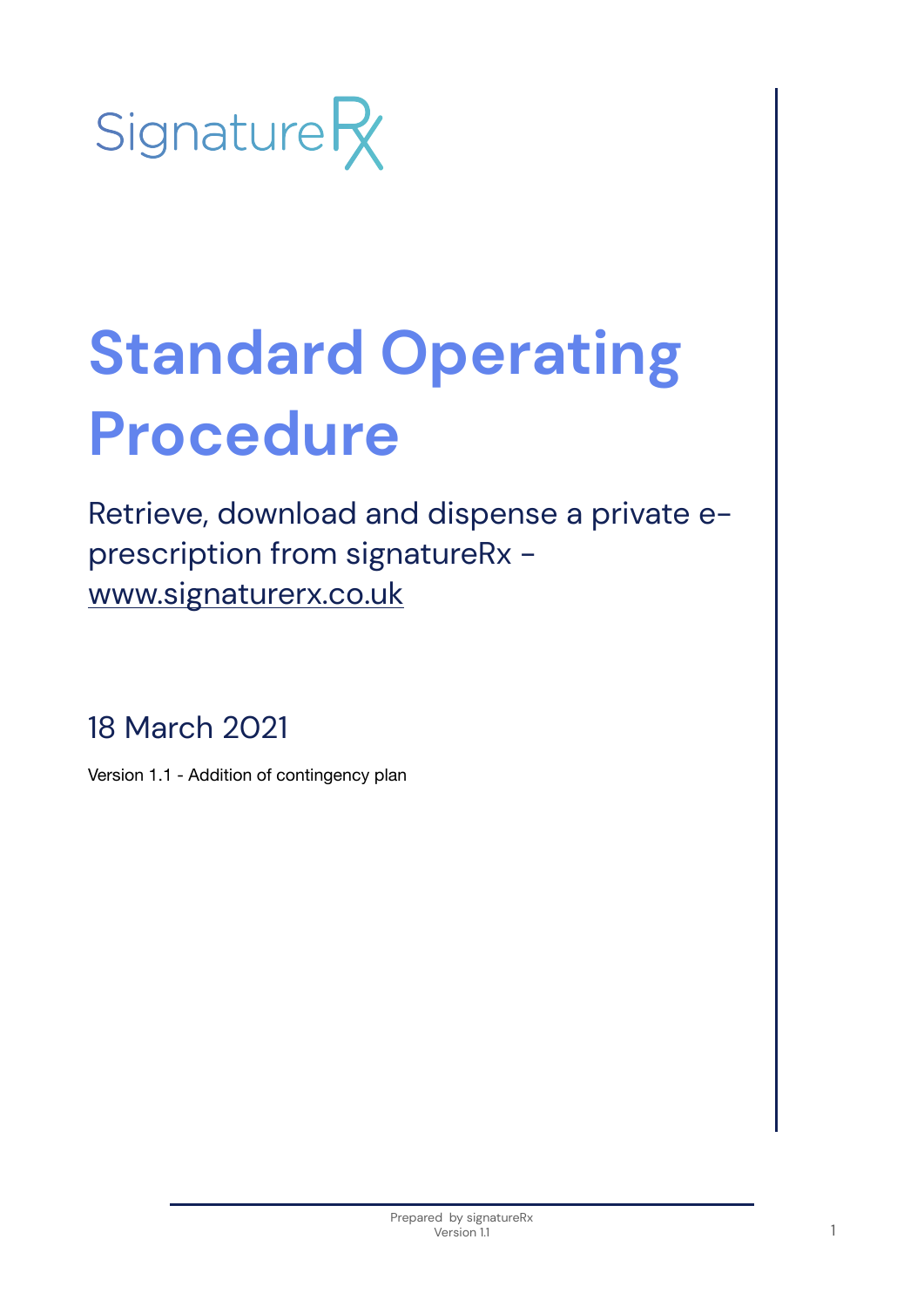SignatureRx

# Standard Operating Procedure

Retrieve, download and dispense a private e-prescription from signatureRx - [www.signaturerx.co.uk](http://www.signaturerx.co.uk)

18 March 2021

Version 1.1 - Addition of contingency plan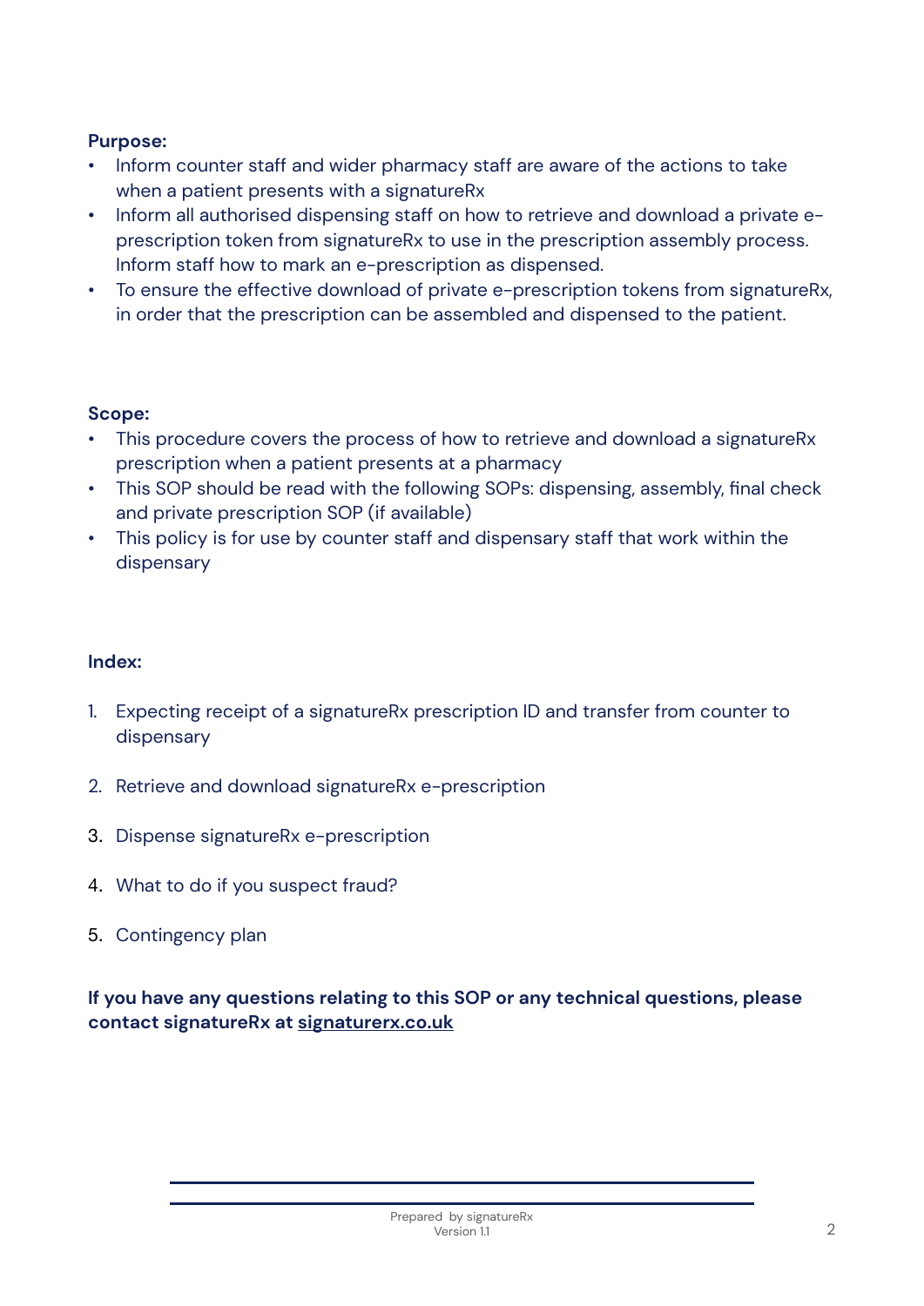**Purpose:**

- Inform counter staff and wider pharmacy staff are aware of the actions to take when a patient presents with a signatureRx
- Inform all authorised dispensing staff on how to retrieve and download a private e-prescription token from signatureRx to use in the prescription assembly process. Inform staff how to mark an e-prescription as dispensed.
- To ensure the effective download of private e-prescription tokens from signatureRx, in order that the prescription can be assembled and dispensed to the patient.

**Scope:**

- This procedure covers the process of how to retrieve and download a signatureRx prescription when a patient presents at a pharmacy
- This SOP should be read with the following SOPs: dispensing, assembly, final check and private prescription SOP (if available)
- This policy is for use by counter staff and dispensary staff that work within the dispensary

**Index:**

1. Expecting receipt of a signatureRx prescription ID and transfer from counter to dispensary
2. Retrieve and download signatureRx e-prescription
3. Dispense signatureRx e-prescription
4. What to do if you suspect fraud?
5. Contingency plan

**If you have any questions relating to this SOP or any technical questions, please contact signatureRx at signaturerx.co.uk**

Prepared by signatureRx
Version 1.1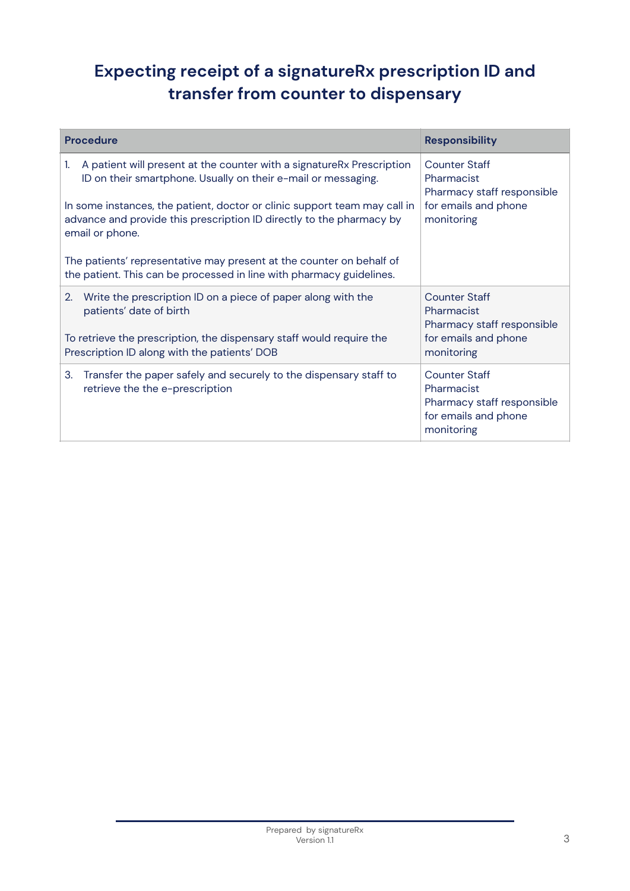# Expecting receipt of a signatureRx prescription ID and transfer from counter to dispensary

| Procedure | Responsibility |
| --- | --- |
| 1. A patient will present at the counter with a signatureRx Prescription ID on their smartphone. Usually on their e-mail or messaging.<br><br>In some instances, the patient, doctor or clinic support team may call in advance and provide this prescription ID directly to the pharmacy by email or phone.<br><br>The patients' representative may present at the counter on behalf of the patient. This can be processed in line with pharmacy guidelines. | Counter Staff<br>Pharmacist<br>Pharmacy staff responsible for emails and phone monitoring |
| 2. Write the prescription ID on a piece of paper along with the patients' date of birth<br><br>To retrieve the prescription, the dispensary staff would require the Prescription ID along with the patients' DOB | Counter Staff<br>Pharmacist<br>Pharmacy staff responsible for emails and phone monitoring |
| 3. Transfer the paper safely and securely to the dispensary staff to retrieve the the e-prescription | Counter Staff<br>Pharmacist<br>Pharmacy staff responsible for emails and phone monitoring |

Prepared by signatureRx
Version 1.1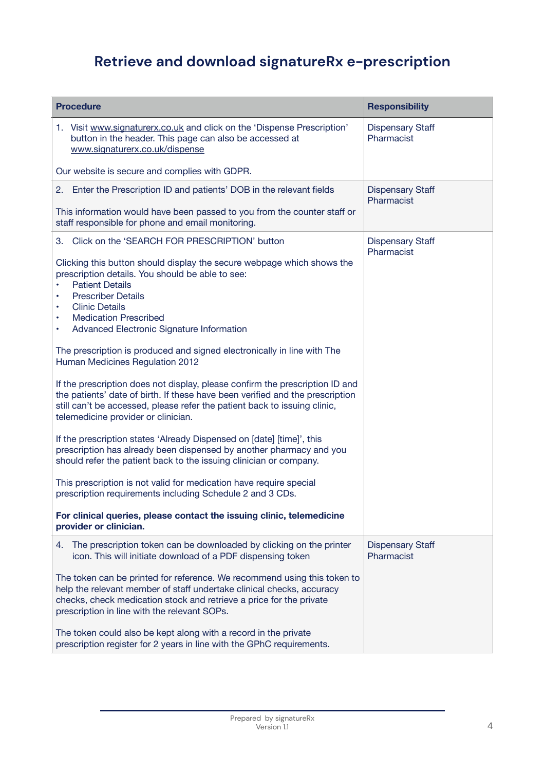# Retrieve and download signatureRx e-prescription

| Procedure | Responsibility |
|---|---|
| 1. Visit www.signaturerx.co.uk and click on the 'Dispense Prescription' button in the header. This page can also be accessed at www.signaturerx.co.uk/dispense<br><br>Our website is secure and complies with GDPR. | Dispensary Staff<br>Pharmacist |
| 2. Enter the Prescription ID and patients' DOB in the relevant fields<br><br>This information would have been passed to you from the counter staff or staff responsible for phone and email monitoring. | Dispensary Staff<br>Pharmacist |
| 3. Click on the 'SEARCH FOR PRESCRIPTION' button<br><br>Clicking this button should display the secure webpage which shows the prescription details. You should be able to see:<br>• Patient Details<br>• Prescriber Details<br>• Clinic Details<br>• Medication Prescribed<br>• Advanced Electronic Signature Information<br><br>The prescription is produced and signed electronically in line with The Human Medicines Regulation 2012<br><br>If the prescription does not display, please confirm the prescription ID and the patients' date of birth. If these have been verified and the prescription still can't be accessed, please refer the patient back to issuing clinic, telemedicine provider or clinician.<br><br>If the prescription states 'Already Dispensed on [date] [time]', this prescription has already been dispensed by another pharmacy and you should refer the patient back to the issuing clinician or company.<br><br>This prescription is not valid for medication have require special prescription requirements including Schedule 2 and 3 CDs.<br><br>**For clinical queries, please contact the issuing clinic, telemedicine provider or clinician.** | Dispensary Staff<br>Pharmacist |
| 4. The prescription token can be downloaded by clicking on the printer icon. This will initiate download of a PDF dispensing token<br><br>The token can be printed for reference. We recommend using this token to help the relevant member of staff undertake clinical checks, accuracy checks, check medication stock and retrieve a price for the private prescription in line with the relevant SOPs.<br><br>The token could also be kept along with a record in the private prescription register for 2 years in line with the GPhC requirements. | Dispensary Staff<br>Pharmacist |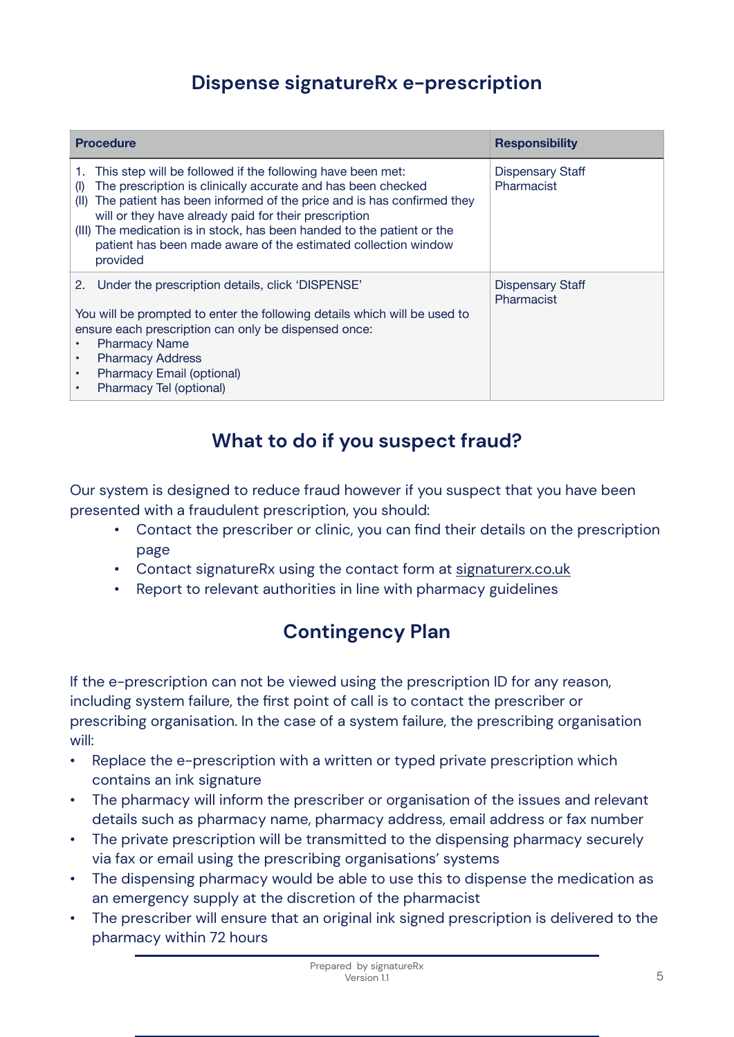## Dispense signatureRx e-prescription

| Procedure | Responsibility |
| --- | --- |
| 1. This step will be followed if the following have been met:<br>(I) The prescription is clinically accurate and has been checked<br>(II) The patient has been informed of the price and is has confirmed they will or they have already paid for their prescription<br>(III) The medication is in stock, has been handed to the patient or the patient has been made aware of the estimated collection window provided | Dispensary Staff<br>Pharmacist |
| 2. Under the prescription details, click 'DISPENSE'<br><br>You will be prompted to enter the following details which will be used to ensure each prescription can only be dispensed once:<br>• Pharmacy Name<br>• Pharmacy Address<br>• Pharmacy Email (optional)<br>• Pharmacy Tel (optional) | Dispensary Staff<br>Pharmacist |

## What to do if you suspect fraud?

Our system is designed to reduce fraud however if you suspect that you have been presented with a fraudulent prescription, you should:

- Contact the prescriber or clinic, you can find their details on the prescription page
- Contact signatureRx using the contact form at signaturerx.co.uk
- Report to relevant authorities in line with pharmacy guidelines

## Contingency Plan

If the e-prescription can not be viewed using the prescription ID for any reason, including system failure, the first point of call is to contact the prescriber or prescribing organisation. In the case of a system failure, the prescribing organisation will:

- Replace the e-prescription with a written or typed private prescription which contains an ink signature
- The pharmacy will inform the prescriber or organisation of the issues and relevant details such as pharmacy name, pharmacy address, email address or fax number
- The private prescription will be transmitted to the dispensing pharmacy securely via fax or email using the prescribing organisations' systems
- The dispensing pharmacy would be able to use this to dispense the medication as an emergency supply at the discretion of the pharmacist
- The prescriber will ensure that an original ink signed prescription is delivered to the pharmacy within 72 hours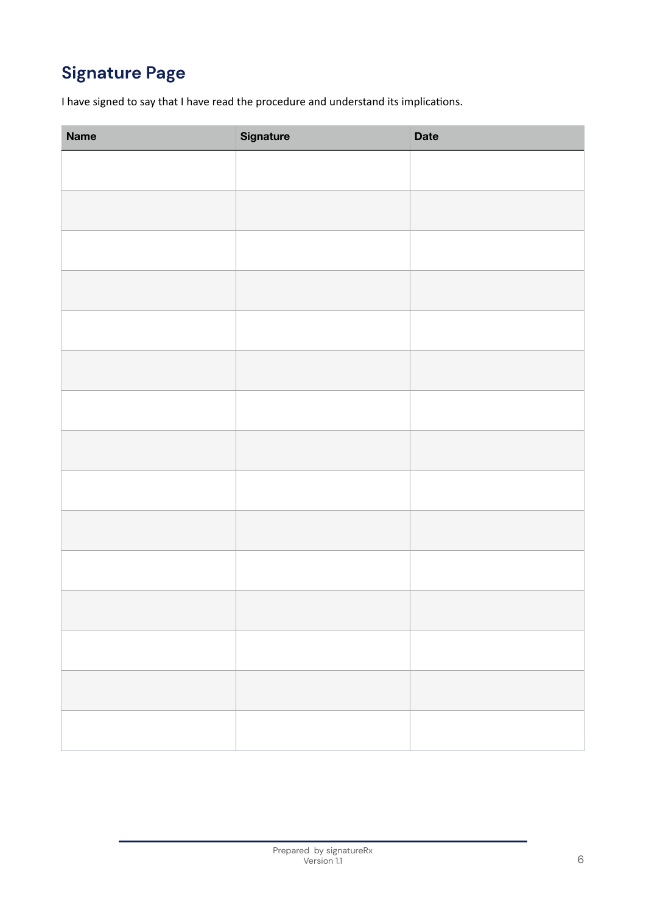## Signature Page

I have signed to say that I have read the procedure and understand its implications.

| Name | Signature | Date |
|---|---|---|
| | | |
| | | |
| | | |
| | | |
| | | |
| | | |
| | | |
| | | |
| | | |
| | | |
| | | |
| | | |
| | | |
| | | |
| | | |